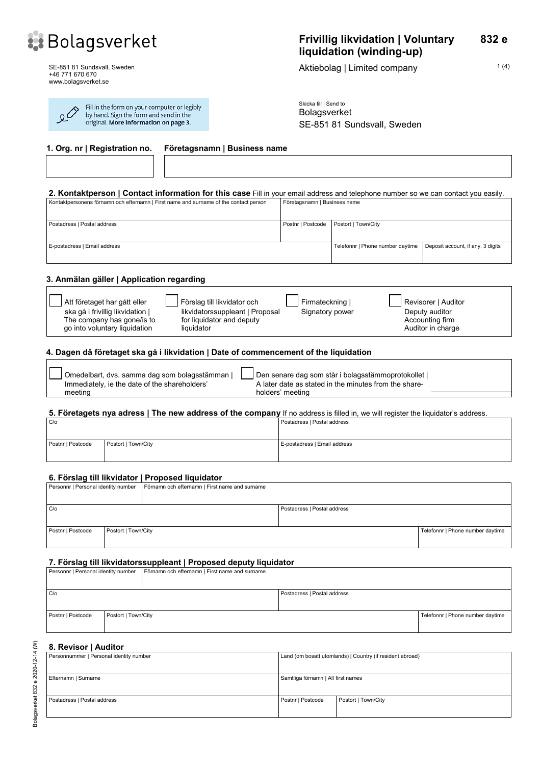Bolagsverket

SE-851 81 Sundsvall, Sweden
+46 771 670 670
www.bolagsverket.se

# Frivillig likvidation | Voluntary liquidation (winding-up) 832 e

Aktiebolag | Limited company

Fill in the form on your computer or legibly by hand. Sign the form and send in the original. **More information on page 3.**

Skicka till | Send to
Bolagsverket
SE-851 81 Sundsvall, Sweden

## 1. Org. nr | Registration no. Företagsnamn | Business name

| Org. nr \| Registration no. | Företagsnamn \| Business name |
|---|---|
| | |

## 2. Kontaktperson | Contact information for this case

Fill in your email address and telephone number so we can contact you easily.

| Kontaktpersonens förnamn och efternamn \| First name and surname of the contact person | | Företagsnamn \| Business name | |
|---|---|---|---|
| | | | |
| **Postadress \| Postal address** | **Postnr \| Postcode** | **Postort \| Town/City** | |
| | | | |
| **E-postadress \| Email address** | | **Telefonnr \| Phone number daytime** | **Deposit account, if any, 3 digits** |
| | | | |

## 3. Anmälan gäller | Application regarding

- ☐ Att företaget har gått eller ska gå i frivillig likvidation | The company has gone/is to go into voluntary liquidation
- ☐ Förslag till likvidator och likvidatorssuppleant | Proposal for liquidator and deputy liquidator
- ☐ Firmateckning | Signatory power
- ☐ Revisorer | Auditor
  Deputy auditor
  Accounting firm
  Auditor in charge

## 4. Dagen då företaget ska gå i likvidation | Date of commencement of the liquidation

- ☐ Omedelbart, dvs. samma dag som bolagsstämman | Immediately, ie the date of the shareholders' meeting
- ☐ Den senare dag som står i bolagsstämmoprotokollet | A later date as stated in the minutes from the share-holders' meeting ____________

## 5. Företagets nya adress | The new address of the company

If no address is filled in, we will register the liquidator's address.

| C/o | | Postadress \| Postal address |
|---|---|---|
| | | |
| **Postnr \| Postcode** | **Postort \| Town/City** | **E-postadress \| Email address** |
| | | |

## 6. Förslag till likvidator | Proposed liquidator

| Personnr \| Personal identity number | Förnamn och efternamn \| First name and surname | | |
|---|---|---|---|
| | | | |
| **C/o** | | **Postadress \| Postal address** | |
| | | | |
| **Postnr \| Postcode** | **Postort \| Town/City** | | **Telefonnr \| Phone number daytime** |
| | | | |

## 7. Förslag till likvidatorssuppleant | Proposed deputy liquidator

| Personnr \| Personal identity number | Förnamn och efternamn \| First name and surname | | |
|---|---|---|---|
| | | | |
| **C/o** | | **Postadress \| Postal address** | |
| | | | |
| **Postnr \| Postcode** | **Postort \| Town/City** | | **Telefonnr \| Phone number daytime** |
| | | | |

## 8. Revisor | Auditor

| Personnummer \| Personal identity number | Land (om bosatt utomlands) \| Country (if resident abroad) | |
|---|---|---|
| | | |
| **Efternamn \| Surname** | **Samtliga förnamn \| All first names** | |
| | | |
| **Postadress \| Postal address** | **Postnr \| Postcode** | **Postort \| Town/City** |
| | | |

Bolagsverket 832 e 2020-12-14 (W)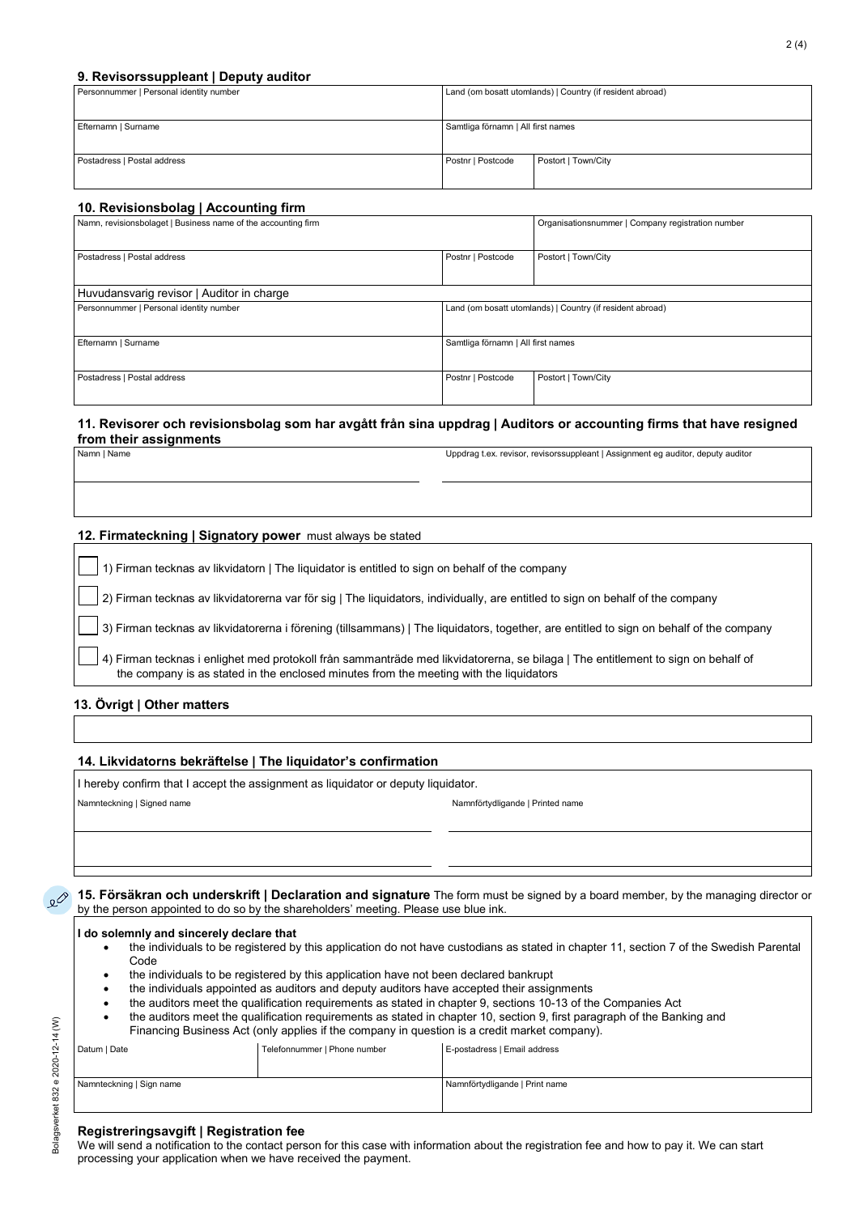## 9. Revisorssuppleant | Deputy auditor

| Personnummer \| Personal identity number | Land (om bosatt utomlands) \| Country (if resident abroad) | |
|---|---|---|
| Efternamn \| Surname | Samtliga förnamn \| All first names | |
| Postadress \| Postal address | Postnr \| Postcode | Postort \| Town/City |

## 10. Revisionsbolag | Accounting firm

| Namn, revisionsbolaget \| Business name of the accounting firm | | Organisationsnummer \| Company registration number |
|---|---|---|
| Postadress \| Postal address | Postnr \| Postcode | Postort \| Town/City |

Huvudansvarig revisor | Auditor in charge

| Personnummer \| Personal identity number | Land (om bosatt utomlands) \| Country (if resident abroad) | |
|---|---|---|
| Efternamn \| Surname | Samtliga förnamn \| All first names | |
| Postadress \| Postal address | Postnr \| Postcode | Postort \| Town/City |

## 11. Revisorer och revisionsbolag som har avgått från sina uppdrag | Auditors or accounting firms that have resigned from their assignments

| Namn \| Name | Uppdrag t.ex. revisor, revisorssuppleant \| Assignment eg auditor, deputy auditor |
|---|---|
| | |

## 12. Firmateckning | Signatory power must always be stated

- ☐ 1) Firman tecknas av likvidatorn | The liquidator is entitled to sign on behalf of the company
- ☐ 2) Firman tecknas av likvidatorerna var för sig | The liquidators, individually, are entitled to sign on behalf of the company
- ☐ 3) Firman tecknas av likvidatorerna i förening (tillsammans) | The liquidators, together, are entitled to sign on behalf of the company
- ☐ 4) Firman tecknas i enlighet med protokoll från sammanträde med likvidatorerna, se bilaga | The entitlement to sign on behalf of the company is as stated in the enclosed minutes from the meeting with the liquidators

## 13. Övrigt | Other matters

## 14. Likvidatorns bekräftelse | The liquidator's confirmation

I hereby confirm that I accept the assignment as liquidator or deputy liquidator.

| Namnteckning \| Signed name | Namnförtydligande \| Printed name |
|---|---|
| | |
| | |

## 15. Försäkran och underskrift | Declaration and signature

The form must be signed by a board member, by the managing director or by the person appointed to do so by the shareholders' meeting. Please use blue ink.

**I do solemnly and sincerely declare that**

- the individuals to be registered by this application do not have custodians as stated in chapter 11, section 7 of the Swedish Parental Code
- the individuals to be registered by this application have not been declared bankrupt
- the individuals appointed as auditors and deputy auditors have accepted their assignments
- the auditors meet the qualification requirements as stated in chapter 9, sections 10-13 of the Companies Act
- the auditors meet the qualification requirements as stated in chapter 10, section 9, first paragraph of the Banking and Financing Business Act (only applies if the company in question is a credit market company).

| Datum \| Date | Telefonnummer \| Phone number | E-postadress \| Email address |
|---|---|---|
| Namnteckning \| Sign name | | Namnförtydligande \| Print name |

### Registreringsavgift | Registration fee

We will send a notification to the contact person for this case with information about the registration fee and how to pay it. We can start processing your application when we have received the payment.

Bolagsverket 832 e 2020-12-14 (W)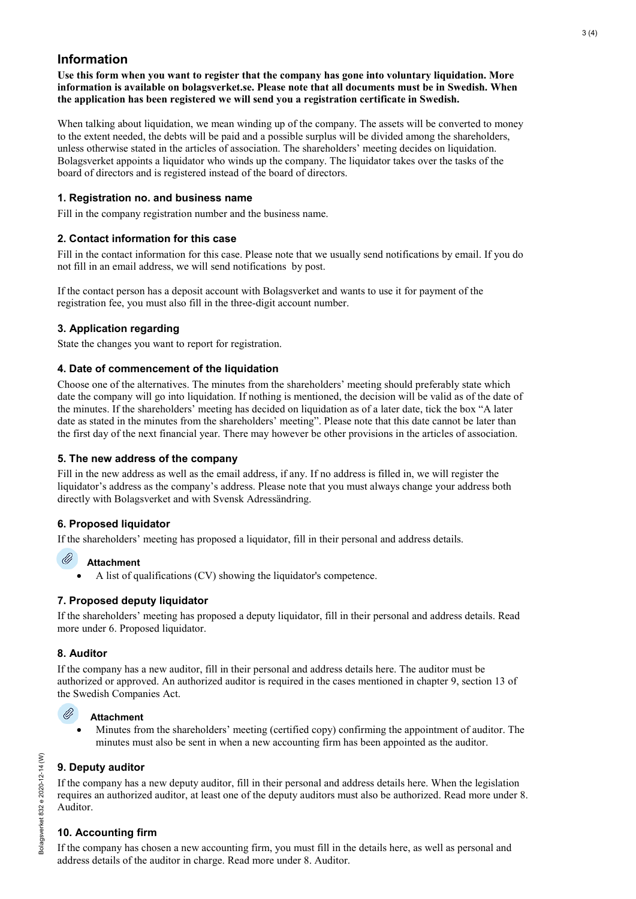# Information

**Use this form when you want to register that the company has gone into voluntary liquidation. More information is available on bolagsverket.se. Please note that all documents must be in Swedish. When the application has been registered we will send you a registration certificate in Swedish.**

When talking about liquidation, we mean winding up of the company. The assets will be converted to money to the extent needed, the debts will be paid and a possible surplus will be divided among the shareholders, unless otherwise stated in the articles of association. The shareholders' meeting decides on liquidation. Bolagsverket appoints a liquidator who winds up the company. The liquidator takes over the tasks of the board of directors and is registered instead of the board of directors.

### 1. Registration no. and business name

Fill in the company registration number and the business name.

### 2. Contact information for this case

Fill in the contact information for this case. Please note that we usually send notifications by email. If you do not fill in an email address, we will send notifications by post.

If the contact person has a deposit account with Bolagsverket and wants to use it for payment of the registration fee, you must also fill in the three-digit account number.

### 3. Application regarding

State the changes you want to report for registration.

### 4. Date of commencement of the liquidation

Choose one of the alternatives. The minutes from the shareholders' meeting should preferably state which date the company will go into liquidation. If nothing is mentioned, the decision will be valid as of the date of the minutes. If the shareholders' meeting has decided on liquidation as of a later date, tick the box "A later date as stated in the minutes from the shareholders' meeting". Please note that this date cannot be later than the first day of the next financial year. There may however be other provisions in the articles of association.

### 5. The new address of the company

Fill in the new address as well as the email address, if any. If no address is filled in, we will register the liquidator's address as the company's address. Please note that you must always change your address both directly with Bolagsverket and with Svensk Adressändring.

### 6. Proposed liquidator

If the shareholders' meeting has proposed a liquidator, fill in their personal and address details.

**Attachment**

- A list of qualifications (CV) showing the liquidator's competence.

### 7. Proposed deputy liquidator

If the shareholders' meeting has proposed a deputy liquidator, fill in their personal and address details. Read more under 6. Proposed liquidator.

### 8. Auditor

If the company has a new auditor, fill in their personal and address details here. The auditor must be authorized or approved. An authorized auditor is required in the cases mentioned in chapter 9, section 13 of the Swedish Companies Act.

**Attachment**

- Minutes from the shareholders' meeting (certified copy) confirming the appointment of auditor. The minutes must also be sent in when a new accounting firm has been appointed as the auditor.

### 9. Deputy auditor

If the company has a new deputy auditor, fill in their personal and address details here. When the legislation requires an authorized auditor, at least one of the deputy auditors must also be authorized. Read more under 8. Auditor.

### 10. Accounting firm

If the company has chosen a new accounting firm, you must fill in the details here, as well as personal and address details of the auditor in charge. Read more under 8. Auditor.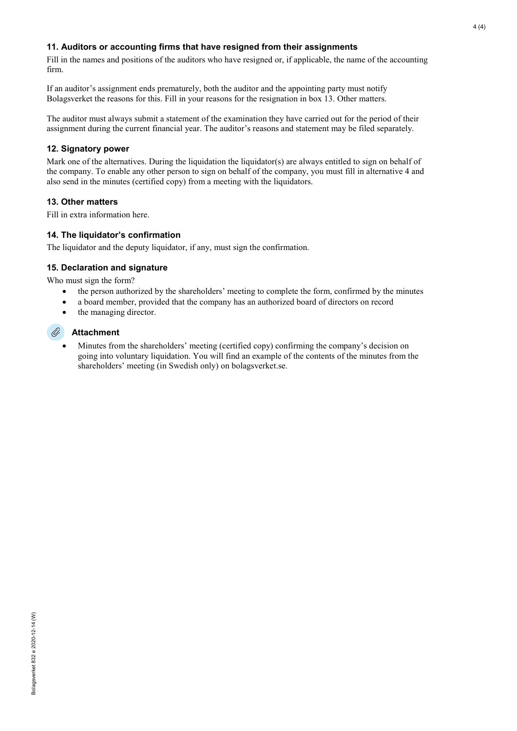### 11. Auditors or accounting firms that have resigned from their assignments

Fill in the names and positions of the auditors who have resigned or, if applicable, the name of the accounting firm.

If an auditor's assignment ends prematurely, both the auditor and the appointing party must notify Bolagsverket the reasons for this. Fill in your reasons for the resignation in box 13. Other matters.

The auditor must always submit a statement of the examination they have carried out for the period of their assignment during the current financial year. The auditor's reasons and statement may be filed separately.

### 12. Signatory power

Mark one of the alternatives. During the liquidation the liquidator(s) are always entitled to sign on behalf of the company. To enable any other person to sign on behalf of the company, you must fill in alternative 4 and also send in the minutes (certified copy) from a meeting with the liquidators.

### 13. Other matters

Fill in extra information here.

### 14. The liquidator's confirmation

The liquidator and the deputy liquidator, if any, must sign the confirmation.

### 15. Declaration and signature

Who must sign the form?

- the person authorized by the shareholders' meeting to complete the form, confirmed by the minutes
- a board member, provided that the company has an authorized board of directors on record
- the managing director.

### Attachment

- Minutes from the shareholders' meeting (certified copy) confirming the company's decision on going into voluntary liquidation. You will find an example of the contents of the minutes from the shareholders' meeting (in Swedish only) on bolagsverket.se.

Bolagsverket 832 e 2020-12-14 (W)